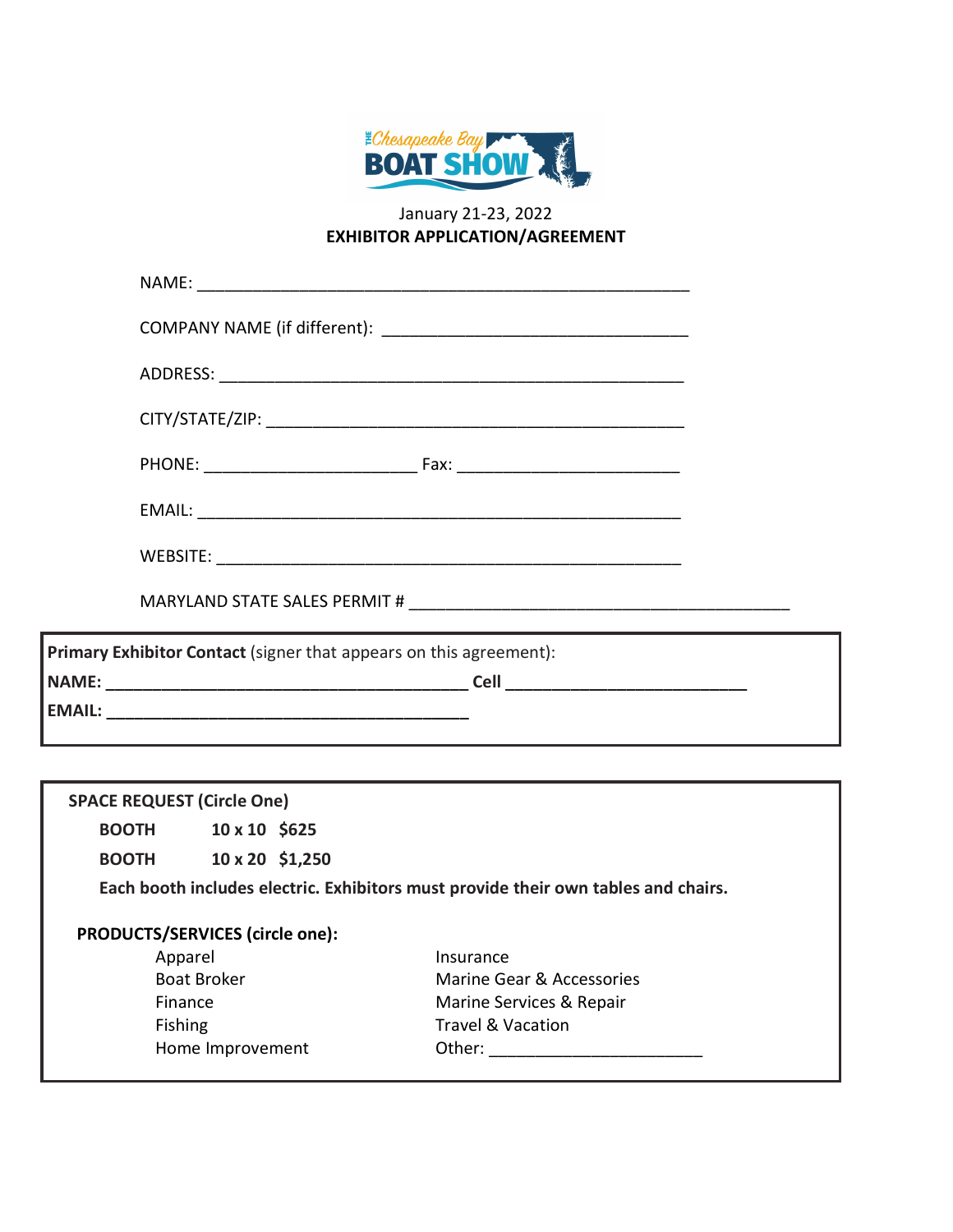The Chesapeake Bay BOAT SHOW

January 21-23, 2022

**EXHIBITOR APPLICATION/AGREEMENT**

NAME: ______________________________________________________

COMPANY NAME (if different): _________________________________

ADDRESS: ___________________________________________________

CITY/STATE/ZIP: ______________________________________________

PHONE: _______________________ Fax: ________________________

EMAIL: ______________________________________________________

WEBSITE: ____________________________________________________

MARYLAND STATE SALES PERMIT # __________________________________________

**Primary Exhibitor Contact** (signer that appears on this agreement):

**NAME: ________________________________________ Cell __________________________**

**EMAIL: ________________________________________**

**SPACE REQUEST (Circle One)**

**BOOTH 10 x 10 $625**

**BOOTH 10 x 20 $1,250**

**Each booth includes electric. Exhibitors must provide their own tables and chairs.**

**PRODUCTS/SERVICES (circle one):**

- Apparel
- Boat Broker
- Finance
- Fishing
- Home Improvement
- Insurance
- Marine Gear & Accessories
- Marine Services & Repair
- Travel & Vacation
- Other: _______________________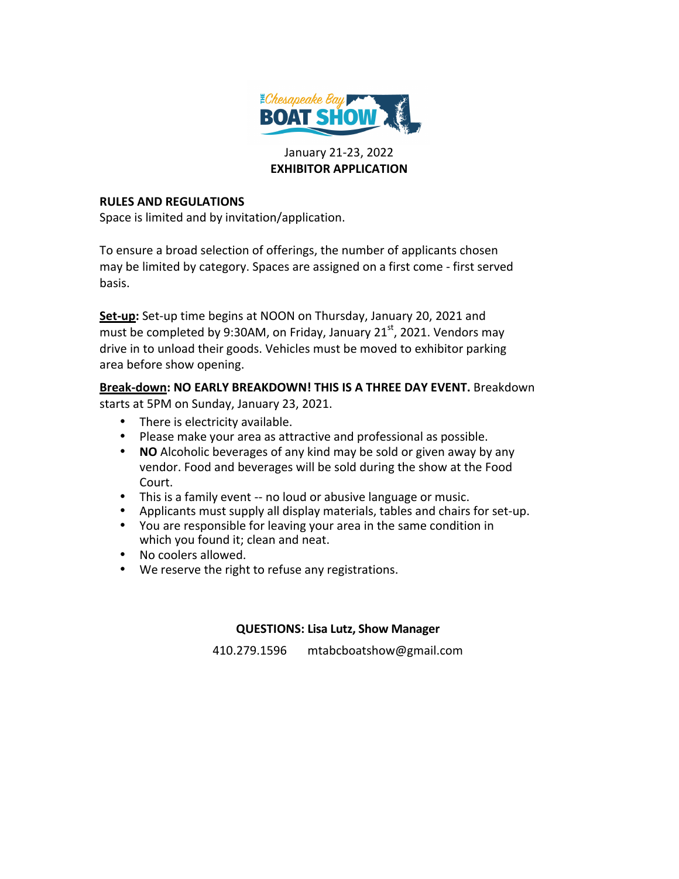January 21-23, 2022

**EXHIBITOR APPLICATION**

**RULES AND REGULATIONS**

Space is limited and by invitation/application.

To ensure a broad selection of offerings, the number of applicants chosen may be limited by category. Spaces are assigned on a first come - first served basis.

**Set-up:** Set-up time begins at NOON on Thursday, January 20, 2021 and must be completed by 9:30AM, on Friday, January 21st, 2021. Vendors may drive in to unload their goods. Vehicles must be moved to exhibitor parking area before show opening.

**Break-down: NO EARLY BREAKDOWN! THIS IS A THREE DAY EVENT.** Breakdown starts at 5PM on Sunday, January 23, 2021.

- There is electricity available.
- Please make your area as attractive and professional as possible.
- **NO** Alcoholic beverages of any kind may be sold or given away by any vendor. Food and beverages will be sold during the show at the Food Court.
- This is a family event -- no loud or abusive language or music.
- Applicants must supply all display materials, tables and chairs for set-up.
- You are responsible for leaving your area in the same condition in which you found it; clean and neat.
- No coolers allowed.
- We reserve the right to refuse any registrations.

**QUESTIONS: Lisa Lutz, Show Manager**

410.279.1596 mtabcboatshow@gmail.com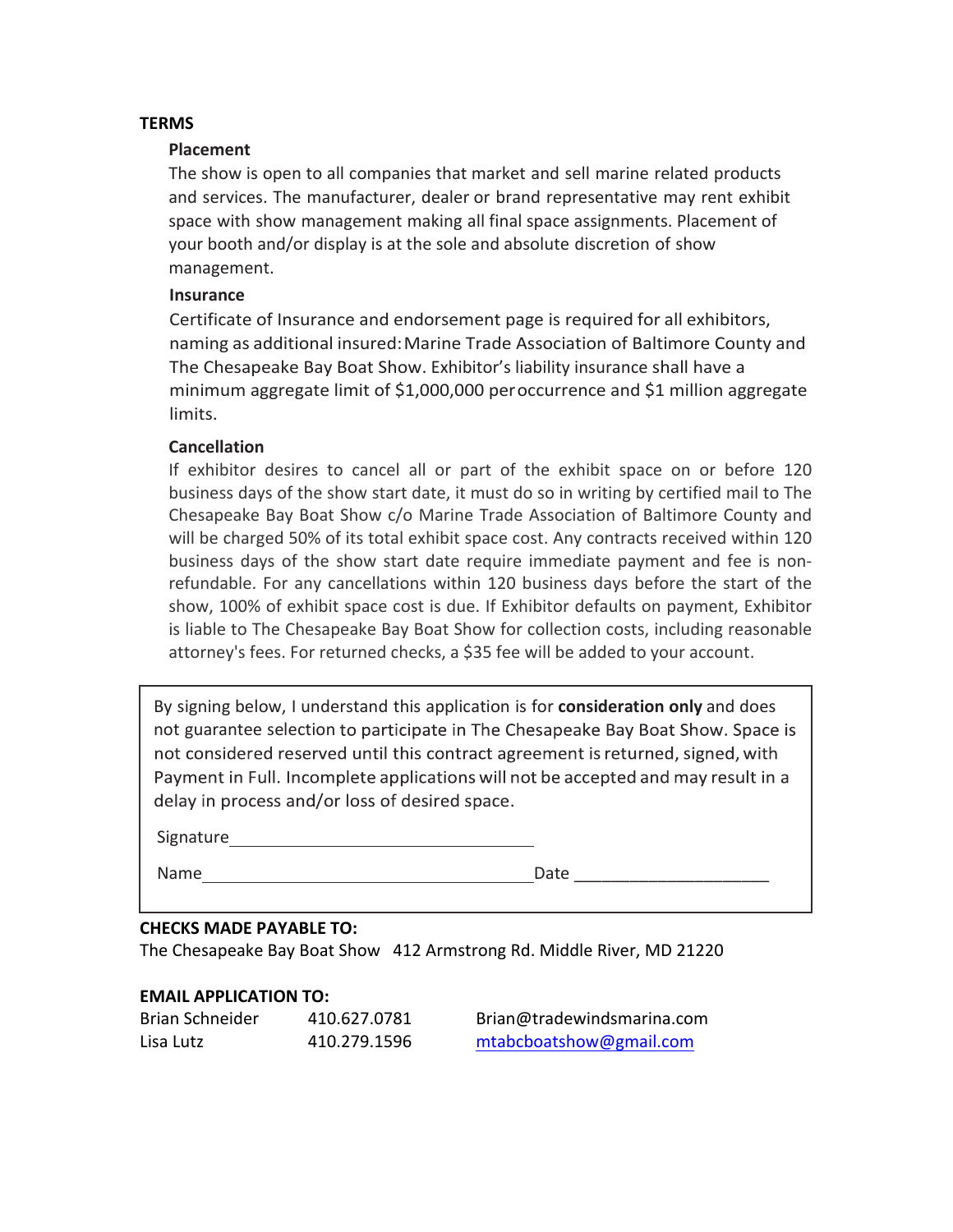## TERMS

### Placement

The show is open to all companies that market and sell marine related products and services. The manufacturer, dealer or brand representative may rent exhibit space with show management making all final space assignments. Placement of your booth and/or display is at the sole and absolute discretion of show management.

### Insurance

Certificate of Insurance and endorsement page is required for all exhibitors, naming as additional insured: Marine Trade Association of Baltimore County and The Chesapeake Bay Boat Show. Exhibitor's liability insurance shall have a minimum aggregate limit of $1,000,000 per occurrence and $1 million aggregate limits.

### Cancellation

If exhibitor desires to cancel all or part of the exhibit space on or before 120 business days of the show start date, it must do so in writing by certified mail to The Chesapeake Bay Boat Show c/o Marine Trade Association of Baltimore County and will be charged 50% of its total exhibit space cost. Any contracts received within 120 business days of the show start date require immediate payment and fee is non-refundable. For any cancellations within 120 business days before the start of the show, 100% of exhibit space cost is due. If Exhibitor defaults on payment, Exhibitor is liable to The Chesapeake Bay Boat Show for collection costs, including reasonable attorney's fees. For returned checks, a $35 fee will be added to your account.

By signing below, I understand this application is for **consideration only** and does not guarantee selection to participate in The Chesapeake Bay Boat Show. Space is not considered reserved until this contract agreement is returned, signed, with Payment in Full. Incomplete applications will not be accepted and may result in a delay in process and/or loss of desired space.

Signature\_\_\_\_\_\_\_\_\_\_\_\_\_\_\_\_\_\_\_\_\_\_\_\_\_\_\_\_\_\_\_\_

Name\_\_\_\_\_\_\_\_\_\_\_\_\_\_\_\_\_\_\_\_\_\_\_\_\_\_\_\_\_\_\_\_\_\_\_ Date \_\_\_\_\_\_\_\_\_\_\_\_\_\_\_\_\_\_\_\_

**CHECKS MADE PAYABLE TO:**

The Chesapeake Bay Boat Show 412 Armstrong Rd. Middle River, MD 21220

**EMAIL APPLICATION TO:**

| | | |
|---|---|---|
| Brian Schneider | 410.627.0781 | Brian@tradewindsmarina.com |
| Lisa Lutz | 410.279.1596 | mtabcboatshow@gmail.com |